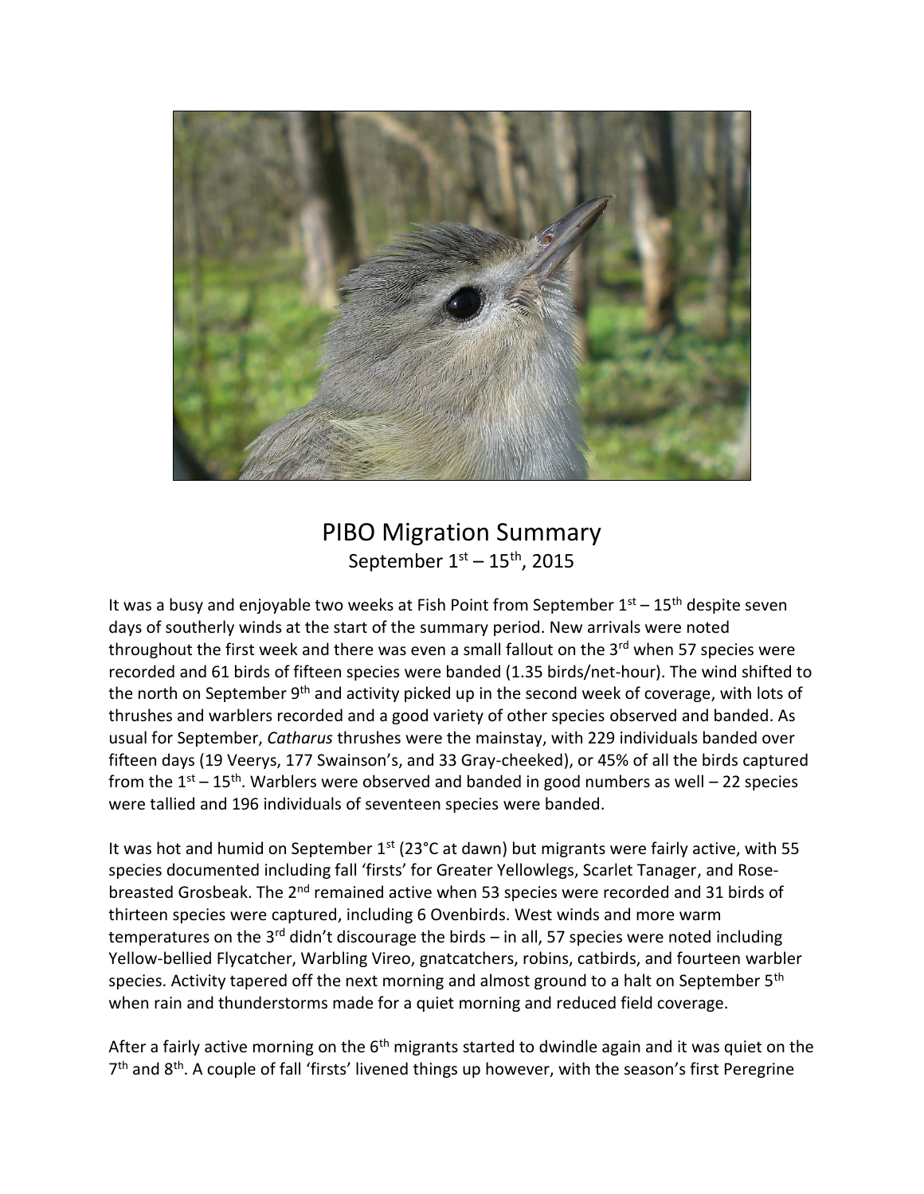# PIBO Migration Summary

September 1st – 15th, 2015

It was a busy and enjoyable two weeks at Fish Point from September 1st – 15th despite seven days of southerly winds at the start of the summary period. New arrivals were noted throughout the first week and there was even a small fallout on the 3rd when 57 species were recorded and 61 birds of fifteen species were banded (1.35 birds/net-hour). The wind shifted to the north on September 9th and activity picked up in the second week of coverage, with lots of thrushes and warblers recorded and a good variety of other species observed and banded. As usual for September, *Catharus* thrushes were the mainstay, with 229 individuals banded over fifteen days (19 Veerys, 177 Swainson's, and 33 Gray-cheeked), or 45% of all the birds captured from the 1st – 15th. Warblers were observed and banded in good numbers as well – 22 species were tallied and 196 individuals of seventeen species were banded.

It was hot and humid on September 1st (23°C at dawn) but migrants were fairly active, with 55 species documented including fall 'firsts' for Greater Yellowlegs, Scarlet Tanager, and Rose-breasted Grosbeak. The 2nd remained active when 53 species were recorded and 31 birds of thirteen species were captured, including 6 Ovenbirds. West winds and more warm temperatures on the 3rd didn't discourage the birds – in all, 57 species were noted including Yellow-bellied Flycatcher, Warbling Vireo, gnatcatchers, robins, catbirds, and fourteen warbler species. Activity tapered off the next morning and almost ground to a halt on September 5th when rain and thunderstorms made for a quiet morning and reduced field coverage.

After a fairly active morning on the 6th migrants started to dwindle again and it was quiet on the 7th and 8th. A couple of fall 'firsts' livened things up however, with the season's first Peregrine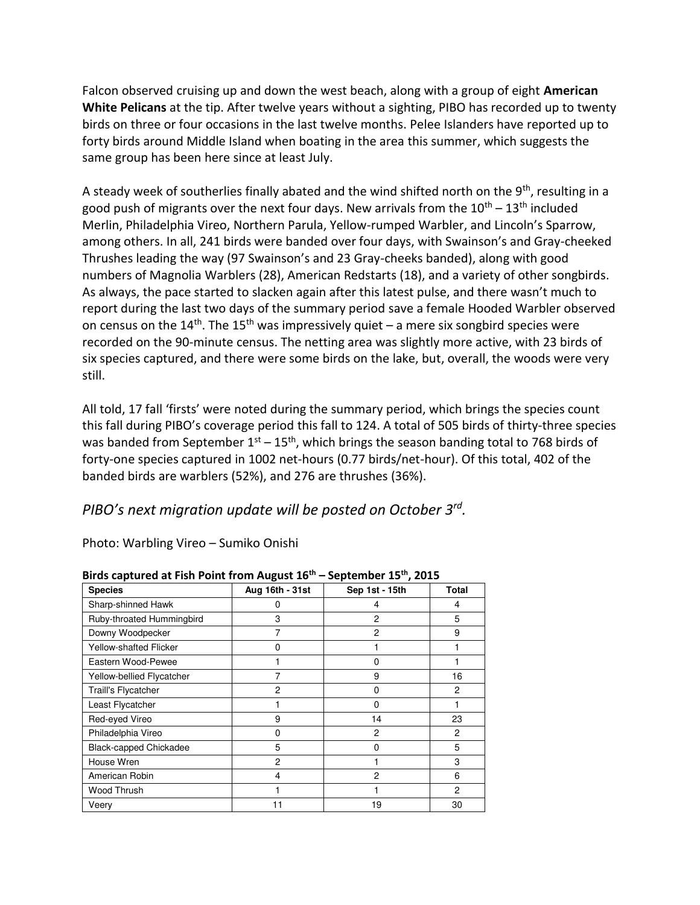Falcon observed cruising up and down the west beach, along with a group of eight **American White Pelicans** at the tip. After twelve years without a sighting, PIBO has recorded up to twenty birds on three or four occasions in the last twelve months. Pelee Islanders have reported up to forty birds around Middle Island when boating in the area this summer, which suggests the same group has been here since at least July.

A steady week of southerlies finally abated and the wind shifted north on the 9th, resulting in a good push of migrants over the next four days. New arrivals from the 10th – 13th included Merlin, Philadelphia Vireo, Northern Parula, Yellow-rumped Warbler, and Lincoln's Sparrow, among others. In all, 241 birds were banded over four days, with Swainson's and Gray-cheeked Thrushes leading the way (97 Swainson's and 23 Gray-cheeks banded), along with good numbers of Magnolia Warblers (28), American Redstarts (18), and a variety of other songbirds. As always, the pace started to slacken again after this latest pulse, and there wasn't much to report during the last two days of the summary period save a female Hooded Warbler observed on census on the 14th. The 15th was impressively quiet – a mere six songbird species were recorded on the 90-minute census. The netting area was slightly more active, with 23 birds of six species captured, and there were some birds on the lake, but, overall, the woods were very still.

All told, 17 fall 'firsts' were noted during the summary period, which brings the species count this fall during PIBO's coverage period this fall to 124. A total of 505 birds of thirty-three species was banded from September 1st – 15th, which brings the season banding total to 768 birds of forty-one species captured in 1002 net-hours (0.77 birds/net-hour). Of this total, 402 of the banded birds are warblers (52%), and 276 are thrushes (36%).

*PIBO's next migration update will be posted on October 3rd.*

Photo: Warbling Vireo – Sumiko Onishi

**Birds captured at Fish Point from August 16th – September 15th, 2015**

| Species | Aug 16th - 31st | Sep 1st - 15th | Total |
|---|---|---|---|
| Sharp-shinned Hawk | 0 | 4 | 4 |
| Ruby-throated Hummingbird | 3 | 2 | 5 |
| Downy Woodpecker | 7 | 2 | 9 |
| Yellow-shafted Flicker | 0 | 1 | 1 |
| Eastern Wood-Pewee | 1 | 0 | 1 |
| Yellow-bellied Flycatcher | 7 | 9 | 16 |
| Traill's Flycatcher | 2 | 0 | 2 |
| Least Flycatcher | 1 | 0 | 1 |
| Red-eyed Vireo | 9 | 14 | 23 |
| Philadelphia Vireo | 0 | 2 | 2 |
| Black-capped Chickadee | 5 | 0 | 5 |
| House Wren | 2 | 1 | 3 |
| American Robin | 4 | 2 | 6 |
| Wood Thrush | 1 | 1 | 2 |
| Veery | 11 | 19 | 30 |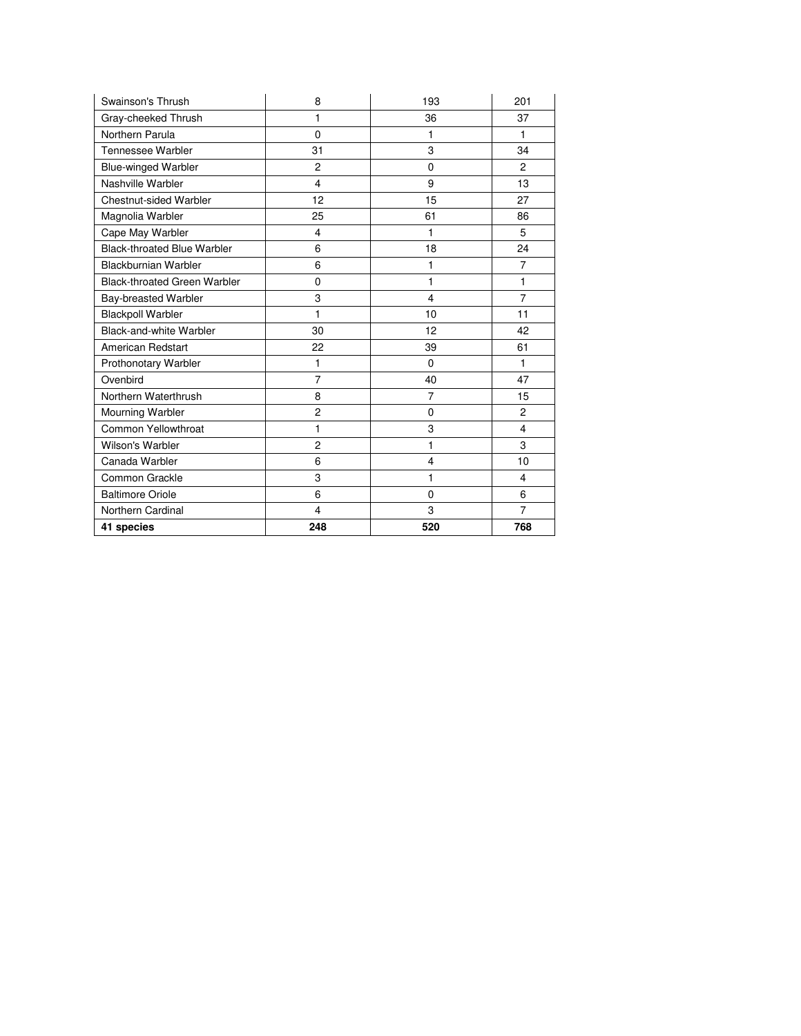| | | | |
|---|---|---|---|
| Swainson's Thrush | 8 | 193 | 201 |
| Gray-cheeked Thrush | 1 | 36 | 37 |
| Northern Parula | 0 | 1 | 1 |
| Tennessee Warbler | 31 | 3 | 34 |
| Blue-winged Warbler | 2 | 0 | 2 |
| Nashville Warbler | 4 | 9 | 13 |
| Chestnut-sided Warbler | 12 | 15 | 27 |
| Magnolia Warbler | 25 | 61 | 86 |
| Cape May Warbler | 4 | 1 | 5 |
| Black-throated Blue Warbler | 6 | 18 | 24 |
| Blackburnian Warbler | 6 | 1 | 7 |
| Black-throated Green Warbler | 0 | 1 | 1 |
| Bay-breasted Warbler | 3 | 4 | 7 |
| Blackpoll Warbler | 1 | 10 | 11 |
| Black-and-white Warbler | 30 | 12 | 42 |
| American Redstart | 22 | 39 | 61 |
| Prothonotary Warbler | 1 | 0 | 1 |
| Ovenbird | 7 | 40 | 47 |
| Northern Waterthrush | 8 | 7 | 15 |
| Mourning Warbler | 2 | 0 | 2 |
| Common Yellowthroat | 1 | 3 | 4 |
| Wilson's Warbler | 2 | 1 | 3 |
| Canada Warbler | 6 | 4 | 10 |
| Common Grackle | 3 | 1 | 4 |
| Baltimore Oriole | 6 | 0 | 6 |
| Northern Cardinal | 4 | 3 | 7 |
| **41 species** | **248** | **520** | **768** |